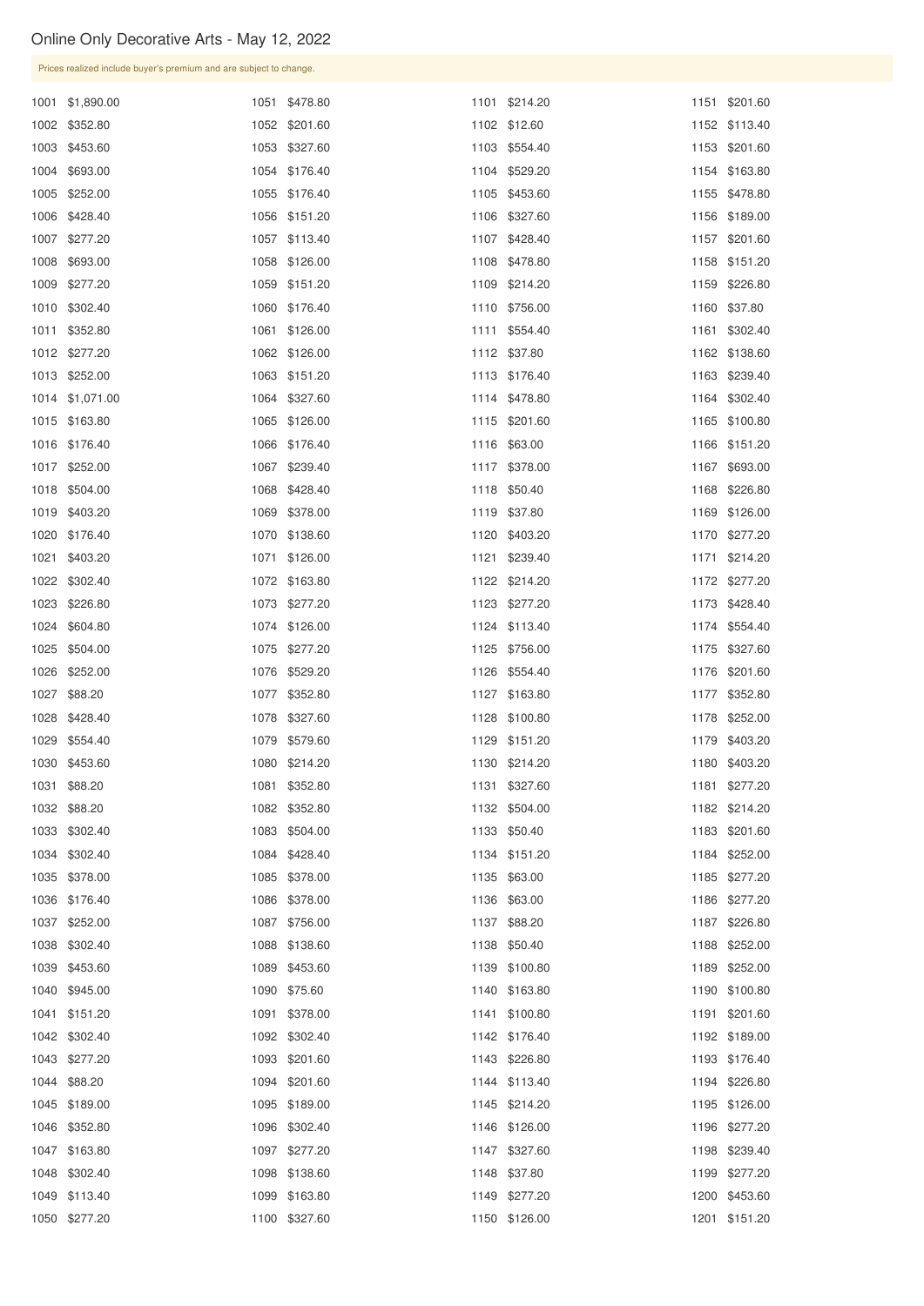# Online Only Decorative Arts - May 12, 2022

Prices realized include buyer's premium and are subject to change.

| Lot | Price | Lot | Price | Lot | Price | Lot | Price |
|---|---|---|---|---|---|---|---|
| 1001 | $1,890.00 | 1051 | $478.80 | 1101 | $214.20 | 1151 | $201.60 |
| 1002 | $352.80 | 1052 | $201.60 | 1102 | $12.60 | 1152 | $113.40 |
| 1003 | $453.60 | 1053 | $327.60 | 1103 | $554.40 | 1153 | $201.60 |
| 1004 | $693.00 | 1054 | $176.40 | 1104 | $529.20 | 1154 | $163.80 |
| 1005 | $252.00 | 1055 | $176.40 | 1105 | $453.60 | 1155 | $478.80 |
| 1006 | $428.40 | 1056 | $151.20 | 1106 | $327.60 | 1156 | $189.00 |
| 1007 | $277.20 | 1057 | $113.40 | 1107 | $428.40 | 1157 | $201.60 |
| 1008 | $693.00 | 1058 | $126.00 | 1108 | $478.80 | 1158 | $151.20 |
| 1009 | $277.20 | 1059 | $151.20 | 1109 | $214.20 | 1159 | $226.80 |
| 1010 | $302.40 | 1060 | $176.40 | 1110 | $756.00 | 1160 | $37.80 |
| 1011 | $352.80 | 1061 | $126.00 | 1111 | $554.40 | 1161 | $302.40 |
| 1012 | $277.20 | 1062 | $126.00 | 1112 | $37.80 | 1162 | $138.60 |
| 1013 | $252.00 | 1063 | $151.20 | 1113 | $176.40 | 1163 | $239.40 |
| 1014 | $1,071.00 | 1064 | $327.60 | 1114 | $478.80 | 1164 | $302.40 |
| 1015 | $163.80 | 1065 | $126.00 | 1115 | $201.60 | 1165 | $100.80 |
| 1016 | $176.40 | 1066 | $176.40 | 1116 | $63.00 | 1166 | $151.20 |
| 1017 | $252.00 | 1067 | $239.40 | 1117 | $378.00 | 1167 | $693.00 |
| 1018 | $504.00 | 1068 | $428.40 | 1118 | $50.40 | 1168 | $226.80 |
| 1019 | $403.20 | 1069 | $378.00 | 1119 | $37.80 | 1169 | $126.00 |
| 1020 | $176.40 | 1070 | $138.60 | 1120 | $403.20 | 1170 | $277.20 |
| 1021 | $403.20 | 1071 | $126.00 | 1121 | $239.40 | 1171 | $214.20 |
| 1022 | $302.40 | 1072 | $163.80 | 1122 | $214.20 | 1172 | $277.20 |
| 1023 | $226.80 | 1073 | $277.20 | 1123 | $277.20 | 1173 | $428.40 |
| 1024 | $604.80 | 1074 | $126.00 | 1124 | $113.40 | 1174 | $554.40 |
| 1025 | $504.00 | 1075 | $277.20 | 1125 | $756.00 | 1175 | $327.60 |
| 1026 | $252.00 | 1076 | $529.20 | 1126 | $554.40 | 1176 | $201.60 |
| 1027 | $88.20 | 1077 | $352.80 | 1127 | $163.80 | 1177 | $352.80 |
| 1028 | $428.40 | 1078 | $327.60 | 1128 | $100.80 | 1178 | $252.00 |
| 1029 | $554.40 | 1079 | $579.60 | 1129 | $151.20 | 1179 | $403.20 |
| 1030 | $453.60 | 1080 | $214.20 | 1130 | $214.20 | 1180 | $403.20 |
| 1031 | $88.20 | 1081 | $352.80 | 1131 | $327.60 | 1181 | $277.20 |
| 1032 | $88.20 | 1082 | $352.80 | 1132 | $504.00 | 1182 | $214.20 |
| 1033 | $302.40 | 1083 | $504.00 | 1133 | $50.40 | 1183 | $201.60 |
| 1034 | $302.40 | 1084 | $428.40 | 1134 | $151.20 | 1184 | $252.00 |
| 1035 | $378.00 | 1085 | $378.00 | 1135 | $63.00 | 1185 | $277.20 |
| 1036 | $176.40 | 1086 | $378.00 | 1136 | $63.00 | 1186 | $277.20 |
| 1037 | $252.00 | 1087 | $756.00 | 1137 | $88.20 | 1187 | $226.80 |
| 1038 | $302.40 | 1088 | $138.60 | 1138 | $50.40 | 1188 | $252.00 |
| 1039 | $453.60 | 1089 | $453.60 | 1139 | $100.80 | 1189 | $252.00 |
| 1040 | $945.00 | 1090 | $75.60 | 1140 | $163.80 | 1190 | $100.80 |
| 1041 | $151.20 | 1091 | $378.00 | 1141 | $100.80 | 1191 | $201.60 |
| 1042 | $302.40 | 1092 | $302.40 | 1142 | $176.40 | 1192 | $189.00 |
| 1043 | $277.20 | 1093 | $201.60 | 1143 | $226.80 | 1193 | $176.40 |
| 1044 | $88.20 | 1094 | $201.60 | 1144 | $113.40 | 1194 | $226.80 |
| 1045 | $189.00 | 1095 | $189.00 | 1145 | $214.20 | 1195 | $126.00 |
| 1046 | $352.80 | 1096 | $302.40 | 1146 | $126.00 | 1196 | $277.20 |
| 1047 | $163.80 | 1097 | $277.20 | 1147 | $327.60 | 1198 | $239.40 |
| 1048 | $302.40 | 1098 | $138.60 | 1148 | $37.80 | 1199 | $277.20 |
| 1049 | $113.40 | 1099 | $163.80 | 1149 | $277.20 | 1200 | $453.60 |
| 1050 | $277.20 | 1100 | $327.60 | 1150 | $126.00 | 1201 | $151.20 |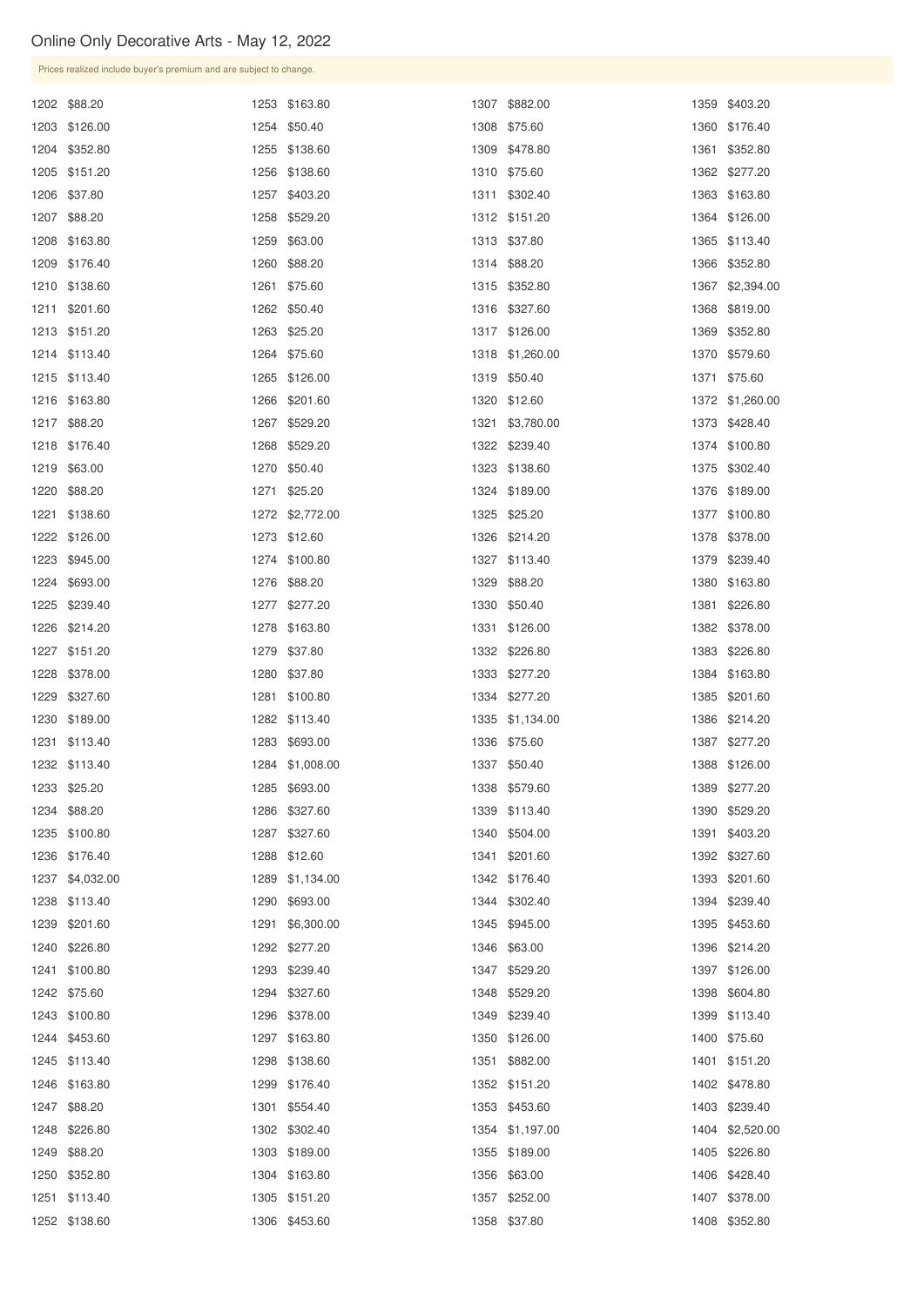## Online Only Decorative Arts - May 12, 2022

Prices realized include buyer's premium and are subject to change.

| Lot | Price | Lot | Price | Lot | Price | Lot | Price |
|---|---|---|---|---|---|---|---|
| 1202 | $88.20 | 1253 | $163.80 | 1307 | $882.00 | 1359 | $403.20 |
| 1203 | $126.00 | 1254 | $50.40 | 1308 | $75.60 | 1360 | $176.40 |
| 1204 | $352.80 | 1255 | $138.60 | 1309 | $478.80 | 1361 | $352.80 |
| 1205 | $151.20 | 1256 | $138.60 | 1310 | $75.60 | 1362 | $277.20 |
| 1206 | $37.80 | 1257 | $403.20 | 1311 | $302.40 | 1363 | $163.80 |
| 1207 | $88.20 | 1258 | $529.20 | 1312 | $151.20 | 1364 | $126.00 |
| 1208 | $163.80 | 1259 | $63.00 | 1313 | $37.80 | 1365 | $113.40 |
| 1209 | $176.40 | 1260 | $88.20 | 1314 | $88.20 | 1366 | $352.80 |
| 1210 | $138.60 | 1261 | $75.60 | 1315 | $352.80 | 1367 | $2,394.00 |
| 1211 | $201.60 | 1262 | $50.40 | 1316 | $327.60 | 1368 | $819.00 |
| 1213 | $151.20 | 1263 | $25.20 | 1317 | $126.00 | 1369 | $352.80 |
| 1214 | $113.40 | 1264 | $75.60 | 1318 | $1,260.00 | 1370 | $579.60 |
| 1215 | $113.40 | 1265 | $126.00 | 1319 | $50.40 | 1371 | $75.60 |
| 1216 | $163.80 | 1266 | $201.60 | 1320 | $12.60 | 1372 | $1,260.00 |
| 1217 | $88.20 | 1267 | $529.20 | 1321 | $3,780.00 | 1373 | $428.40 |
| 1218 | $176.40 | 1268 | $529.20 | 1322 | $239.40 | 1374 | $100.80 |
| 1219 | $63.00 | 1270 | $50.40 | 1323 | $138.60 | 1375 | $302.40 |
| 1220 | $88.20 | 1271 | $25.20 | 1324 | $189.00 | 1376 | $189.00 |
| 1221 | $138.60 | 1272 | $2,772.00 | 1325 | $25.20 | 1377 | $100.80 |
| 1222 | $126.00 | 1273 | $12.60 | 1326 | $214.20 | 1378 | $378.00 |
| 1223 | $945.00 | 1274 | $100.80 | 1327 | $113.40 | 1379 | $239.40 |
| 1224 | $693.00 | 1276 | $88.20 | 1329 | $88.20 | 1380 | $163.80 |
| 1225 | $239.40 | 1277 | $277.20 | 1330 | $50.40 | 1381 | $226.80 |
| 1226 | $214.20 | 1278 | $163.80 | 1331 | $126.00 | 1382 | $378.00 |
| 1227 | $151.20 | 1279 | $37.80 | 1332 | $226.80 | 1383 | $226.80 |
| 1228 | $378.00 | 1280 | $37.80 | 1333 | $277.20 | 1384 | $163.80 |
| 1229 | $327.60 | 1281 | $100.80 | 1334 | $277.20 | 1385 | $201.60 |
| 1230 | $189.00 | 1282 | $113.40 | 1335 | $1,134.00 | 1386 | $214.20 |
| 1231 | $113.40 | 1283 | $693.00 | 1336 | $75.60 | 1387 | $277.20 |
| 1232 | $113.40 | 1284 | $1,008.00 | 1337 | $50.40 | 1388 | $126.00 |
| 1233 | $25.20 | 1285 | $693.00 | 1338 | $579.60 | 1389 | $277.20 |
| 1234 | $88.20 | 1286 | $327.60 | 1339 | $113.40 | 1390 | $529.20 |
| 1235 | $100.80 | 1287 | $327.60 | 1340 | $504.00 | 1391 | $403.20 |
| 1236 | $176.40 | 1288 | $12.60 | 1341 | $201.60 | 1392 | $327.60 |
| 1237 | $4,032.00 | 1289 | $1,134.00 | 1342 | $176.40 | 1393 | $201.60 |
| 1238 | $113.40 | 1290 | $693.00 | 1344 | $302.40 | 1394 | $239.40 |
| 1239 | $201.60 | 1291 | $6,300.00 | 1345 | $945.00 | 1395 | $453.60 |
| 1240 | $226.80 | 1292 | $277.20 | 1346 | $63.00 | 1396 | $214.20 |
| 1241 | $100.80 | 1293 | $239.40 | 1347 | $529.20 | 1397 | $126.00 |
| 1242 | $75.60 | 1294 | $327.60 | 1348 | $529.20 | 1398 | $604.80 |
| 1243 | $100.80 | 1296 | $378.00 | 1349 | $239.40 | 1399 | $113.40 |
| 1244 | $453.60 | 1297 | $163.80 | 1350 | $126.00 | 1400 | $75.60 |
| 1245 | $113.40 | 1298 | $138.60 | 1351 | $882.00 | 1401 | $151.20 |
| 1246 | $163.80 | 1299 | $176.40 | 1352 | $151.20 | 1402 | $478.80 |
| 1247 | $88.20 | 1301 | $554.40 | 1353 | $453.60 | 1403 | $239.40 |
| 1248 | $226.80 | 1302 | $302.40 | 1354 | $1,197.00 | 1404 | $2,520.00 |
| 1249 | $88.20 | 1303 | $189.00 | 1355 | $189.00 | 1405 | $226.80 |
| 1250 | $352.80 | 1304 | $163.80 | 1356 | $63.00 | 1406 | $428.40 |
| 1251 | $113.40 | 1305 | $151.20 | 1357 | $252.00 | 1407 | $378.00 |
| 1252 | $138.60 | 1306 | $453.60 | 1358 | $37.80 | 1408 | $352.80 |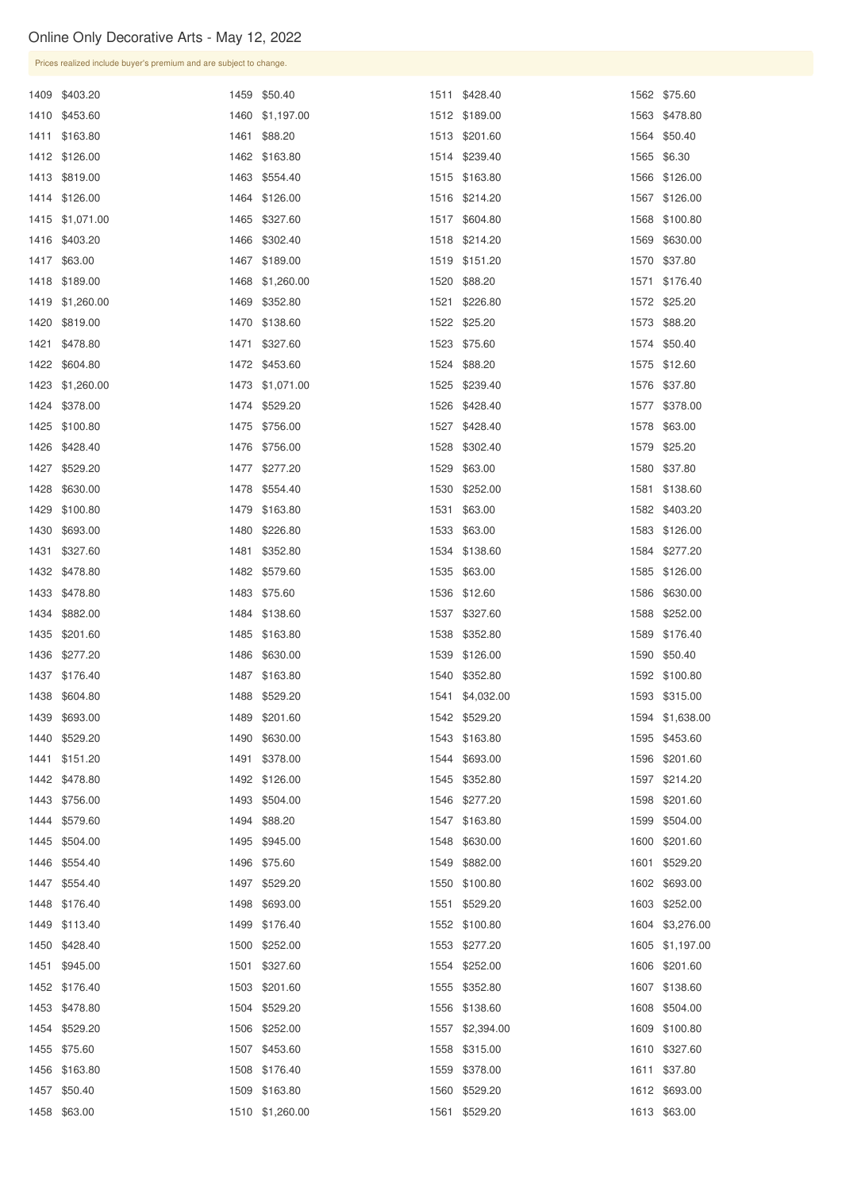# Online Only Decorative Arts - May 12, 2022

Prices realized include buyer's premium and are subject to change.

| Lot | Price |
|---|---|
| 1409 | $403.20 |
| 1410 | $453.60 |
| 1411 | $163.80 |
| 1412 | $126.00 |
| 1413 | $819.00 |
| 1414 | $126.00 |
| 1415 | $1,071.00 |
| 1416 | $403.20 |
| 1417 | $63.00 |
| 1418 | $189.00 |
| 1419 | $1,260.00 |
| 1420 | $819.00 |
| 1421 | $478.80 |
| 1422 | $604.80 |
| 1423 | $1,260.00 |
| 1424 | $378.00 |
| 1425 | $100.80 |
| 1426 | $428.40 |
| 1427 | $529.20 |
| 1428 | $630.00 |
| 1429 | $100.80 |
| 1430 | $693.00 |
| 1431 | $327.60 |
| 1432 | $478.80 |
| 1433 | $478.80 |
| 1434 | $882.00 |
| 1435 | $201.60 |
| 1436 | $277.20 |
| 1437 | $176.40 |
| 1438 | $604.80 |
| 1439 | $693.00 |
| 1440 | $529.20 |
| 1441 | $151.20 |
| 1442 | $478.80 |
| 1443 | $756.00 |
| 1444 | $579.60 |
| 1445 | $504.00 |
| 1446 | $554.40 |
| 1447 | $554.40 |
| 1448 | $176.40 |
| 1449 | $113.40 |
| 1450 | $428.40 |
| 1451 | $945.00 |
| 1452 | $176.40 |
| 1453 | $478.80 |
| 1454 | $529.20 |
| 1455 | $75.60 |
| 1456 | $163.80 |
| 1457 | $50.40 |
| 1458 | $63.00 |
| 1459 | $50.40 |
| 1460 | $1,197.00 |
| 1461 | $88.20 |
| 1462 | $163.80 |
| 1463 | $554.40 |
| 1464 | $126.00 |
| 1465 | $327.60 |
| 1466 | $302.40 |
| 1467 | $189.00 |
| 1468 | $1,260.00 |
| 1469 | $352.80 |
| 1470 | $138.60 |
| 1471 | $327.60 |
| 1472 | $453.60 |
| 1473 | $1,071.00 |
| 1474 | $529.20 |
| 1475 | $756.00 |
| 1476 | $756.00 |
| 1477 | $277.20 |
| 1478 | $554.40 |
| 1479 | $163.80 |
| 1480 | $226.80 |
| 1481 | $352.80 |
| 1482 | $579.60 |
| 1483 | $75.60 |
| 1484 | $138.60 |
| 1485 | $163.80 |
| 1486 | $630.00 |
| 1487 | $163.80 |
| 1488 | $529.20 |
| 1489 | $201.60 |
| 1490 | $630.00 |
| 1491 | $378.00 |
| 1492 | $126.00 |
| 1493 | $504.00 |
| 1494 | $88.20 |
| 1495 | $945.00 |
| 1496 | $75.60 |
| 1497 | $529.20 |
| 1498 | $693.00 |
| 1499 | $176.40 |
| 1500 | $252.00 |
| 1501 | $327.60 |
| 1503 | $201.60 |
| 1504 | $529.20 |
| 1506 | $252.00 |
| 1507 | $453.60 |
| 1508 | $176.40 |
| 1509 | $163.80 |
| 1510 | $1,260.00 |
| 1511 | $428.40 |
| 1512 | $189.00 |
| 1513 | $201.60 |
| 1514 | $239.40 |
| 1515 | $163.80 |
| 1516 | $214.20 |
| 1517 | $604.80 |
| 1518 | $214.20 |
| 1519 | $151.20 |
| 1520 | $88.20 |
| 1521 | $226.80 |
| 1522 | $25.20 |
| 1523 | $75.60 |
| 1524 | $88.20 |
| 1525 | $239.40 |
| 1526 | $428.40 |
| 1527 | $428.40 |
| 1528 | $302.40 |
| 1529 | $63.00 |
| 1530 | $252.00 |
| 1531 | $63.00 |
| 1533 | $63.00 |
| 1534 | $138.60 |
| 1535 | $63.00 |
| 1536 | $12.60 |
| 1537 | $327.60 |
| 1538 | $352.80 |
| 1539 | $126.00 |
| 1540 | $352.80 |
| 1541 | $4,032.00 |
| 1542 | $529.20 |
| 1543 | $163.80 |
| 1544 | $693.00 |
| 1545 | $352.80 |
| 1546 | $277.20 |
| 1547 | $163.80 |
| 1548 | $630.00 |
| 1549 | $882.00 |
| 1550 | $100.80 |
| 1551 | $529.20 |
| 1552 | $100.80 |
| 1553 | $277.20 |
| 1554 | $252.00 |
| 1555 | $352.80 |
| 1556 | $138.60 |
| 1557 | $2,394.00 |
| 1558 | $315.00 |
| 1559 | $378.00 |
| 1560 | $529.20 |
| 1561 | $529.20 |
| 1562 | $75.60 |
| 1563 | $478.80 |
| 1564 | $50.40 |
| 1565 | $6.30 |
| 1566 | $126.00 |
| 1567 | $126.00 |
| 1568 | $100.80 |
| 1569 | $630.00 |
| 1570 | $37.80 |
| 1571 | $176.40 |
| 1572 | $25.20 |
| 1573 | $88.20 |
| 1574 | $50.40 |
| 1575 | $12.60 |
| 1576 | $37.80 |
| 1577 | $378.00 |
| 1578 | $63.00 |
| 1579 | $25.20 |
| 1580 | $37.80 |
| 1581 | $138.60 |
| 1582 | $403.20 |
| 1583 | $126.00 |
| 1584 | $277.20 |
| 1585 | $126.00 |
| 1586 | $630.00 |
| 1588 | $252.00 |
| 1589 | $176.40 |
| 1590 | $50.40 |
| 1592 | $100.80 |
| 1593 | $315.00 |
| 1594 | $1,638.00 |
| 1595 | $453.60 |
| 1596 | $201.60 |
| 1597 | $214.20 |
| 1598 | $201.60 |
| 1599 | $504.00 |
| 1600 | $201.60 |
| 1601 | $529.20 |
| 1602 | $693.00 |
| 1603 | $252.00 |
| 1604 | $3,276.00 |
| 1605 | $1,197.00 |
| 1606 | $201.60 |
| 1607 | $138.60 |
| 1608 | $504.00 |
| 1609 | $100.80 |
| 1610 | $327.60 |
| 1611 | $37.80 |
| 1612 | $693.00 |
| 1613 | $63.00 |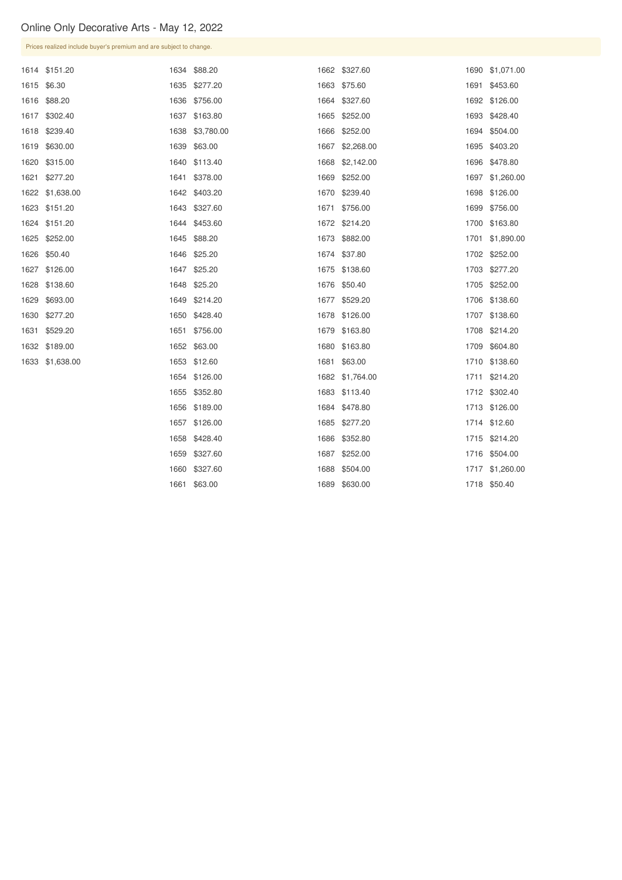# Online Only Decorative Arts - May 12, 2022

Prices realized include buyer's premium and are subject to change.

| Lot | Price |
|---|---|
| 1614 | $151.20 |
| 1615 | $6.30 |
| 1616 | $88.20 |
| 1617 | $302.40 |
| 1618 | $239.40 |
| 1619 | $630.00 |
| 1620 | $315.00 |
| 1621 | $277.20 |
| 1622 | $1,638.00 |
| 1623 | $151.20 |
| 1624 | $151.20 |
| 1625 | $252.00 |
| 1626 | $50.40 |
| 1627 | $126.00 |
| 1628 | $138.60 |
| 1629 | $693.00 |
| 1630 | $277.20 |
| 1631 | $529.20 |
| 1632 | $189.00 |
| 1633 | $1,638.00 |
| 1634 | $88.20 |
| 1635 | $277.20 |
| 1636 | $756.00 |
| 1637 | $163.80 |
| 1638 | $3,780.00 |
| 1639 | $63.00 |
| 1640 | $113.40 |
| 1641 | $378.00 |
| 1642 | $403.20 |
| 1643 | $327.60 |
| 1644 | $453.60 |
| 1645 | $88.20 |
| 1646 | $25.20 |
| 1647 | $25.20 |
| 1648 | $25.20 |
| 1649 | $214.20 |
| 1650 | $428.40 |
| 1651 | $756.00 |
| 1652 | $63.00 |
| 1653 | $12.60 |
| 1654 | $126.00 |
| 1655 | $352.80 |
| 1656 | $189.00 |
| 1657 | $126.00 |
| 1658 | $428.40 |
| 1659 | $327.60 |
| 1660 | $327.60 |
| 1661 | $63.00 |
| 1662 | $327.60 |
| 1663 | $75.60 |
| 1664 | $327.60 |
| 1665 | $252.00 |
| 1666 | $252.00 |
| 1667 | $2,268.00 |
| 1668 | $2,142.00 |
| 1669 | $252.00 |
| 1670 | $239.40 |
| 1671 | $756.00 |
| 1672 | $214.20 |
| 1673 | $882.00 |
| 1674 | $37.80 |
| 1675 | $138.60 |
| 1676 | $50.40 |
| 1677 | $529.20 |
| 1678 | $126.00 |
| 1679 | $163.80 |
| 1680 | $163.80 |
| 1681 | $63.00 |
| 1682 | $1,764.00 |
| 1683 | $113.40 |
| 1684 | $478.80 |
| 1685 | $277.20 |
| 1686 | $352.80 |
| 1687 | $252.00 |
| 1688 | $504.00 |
| 1689 | $630.00 |
| 1690 | $1,071.00 |
| 1691 | $453.60 |
| 1692 | $126.00 |
| 1693 | $428.40 |
| 1694 | $504.00 |
| 1695 | $403.20 |
| 1696 | $478.80 |
| 1697 | $1,260.00 |
| 1698 | $126.00 |
| 1699 | $756.00 |
| 1700 | $163.80 |
| 1701 | $1,890.00 |
| 1702 | $252.00 |
| 1703 | $277.20 |
| 1705 | $252.00 |
| 1706 | $138.60 |
| 1707 | $138.60 |
| 1708 | $214.20 |
| 1709 | $604.80 |
| 1710 | $138.60 |
| 1711 | $214.20 |
| 1712 | $302.40 |
| 1713 | $126.00 |
| 1714 | $12.60 |
| 1715 | $214.20 |
| 1716 | $504.00 |
| 1717 | $1,260.00 |
| 1718 | $50.40 |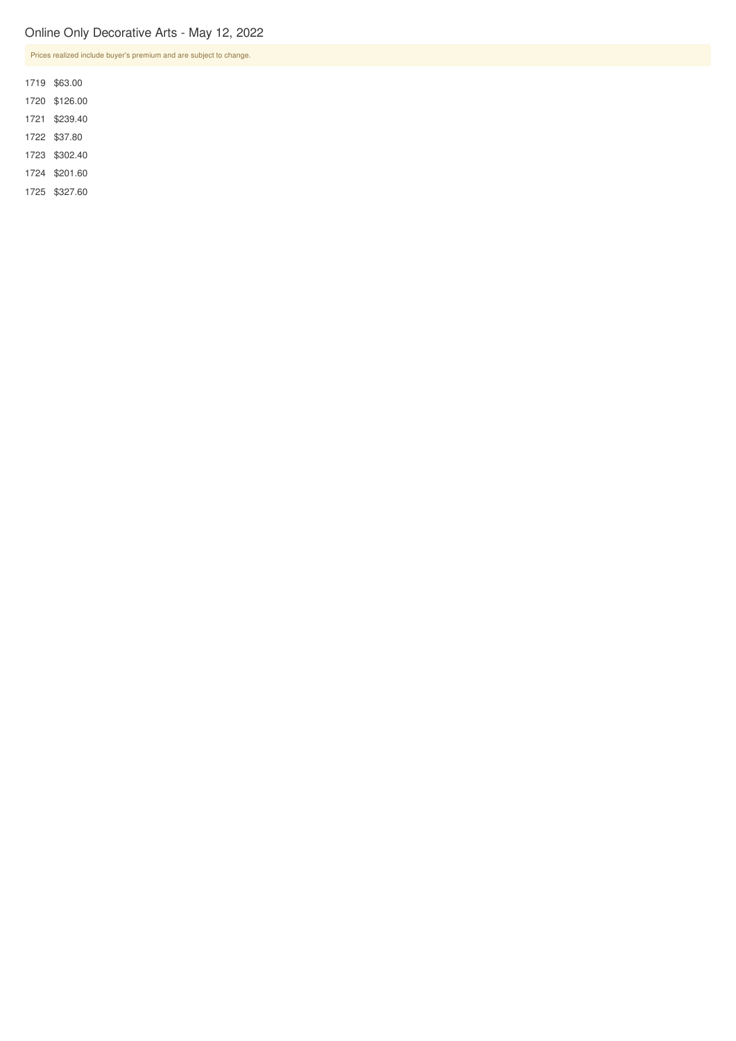Online Only Decorative Arts - May 12, 2022

Prices realized include buyer's premium and are subject to change.

| | |
|---|---|
| 1719 | $63.00 |
| 1720 | $126.00 |
| 1721 | $239.40 |
| 1722 | $37.80 |
| 1723 | $302.40 |
| 1724 | $201.60 |
| 1725 | $327.60 |